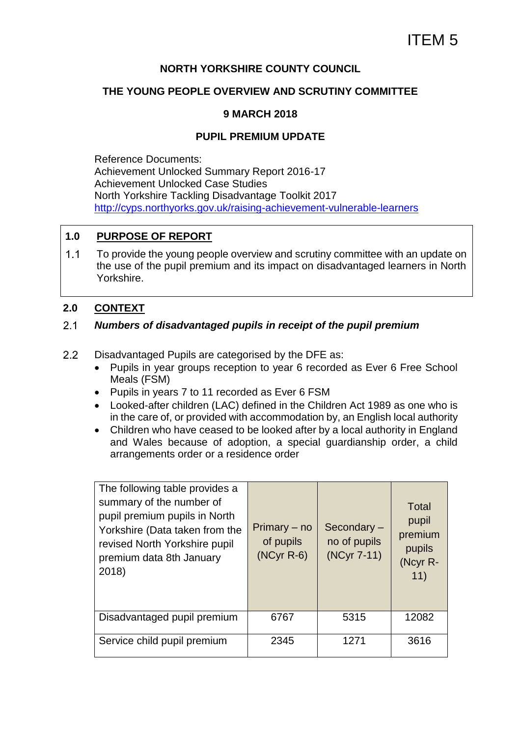ITEM 5

**NORTH YORKSHIRE COUNTY COUNCIL**

**THE YOUNG PEOPLE OVERVIEW AND SCRUTINY COMMITTEE**

**9 MARCH 2018**

**PUPIL PREMIUM UPDATE**

Reference Documents:
Achievement Unlocked Summary Report 2016-17
Achievement Unlocked Case Studies
North Yorkshire Tackling Disadvantage Toolkit 2017
http://cyps.northyorks.gov.uk/raising-achievement-vulnerable-learners

## 1.0 PURPOSE OF REPORT

1.1 To provide the young people overview and scrutiny committee with an update on the use of the pupil premium and its impact on disadvantaged learners in North Yorkshire.

## 2.0 CONTEXT

### 2.1 *Numbers of disadvantaged pupils in receipt of the pupil premium*

2.2 Disadvantaged Pupils are categorised by the DFE as:

- Pupils in year groups reception to year 6 recorded as Ever 6 Free School Meals (FSM)
- Pupils in years 7 to 11 recorded as Ever 6 FSM
- Looked-after children (LAC) defined in the Children Act 1989 as one who is in the care of, or provided with accommodation by, an English local authority
- Children who have ceased to be looked after by a local authority in England and Wales because of adoption, a special guardianship order, a child arrangements order or a residence order

| The following table provides a summary of the number of pupil premium pupils in North Yorkshire (Data taken from the revised North Yorkshire pupil premium data 8th January 2018) | Primary – no of pupils (NCyr R-6) | Secondary – no of pupils (NCyr 7-11) | Total pupil premium pupils (Ncyr R-11) |
|---|---|---|---|
| Disadvantaged pupil premium | 6767 | 5315 | 12082 |
| Service child pupil premium | 2345 | 1271 | 3616 |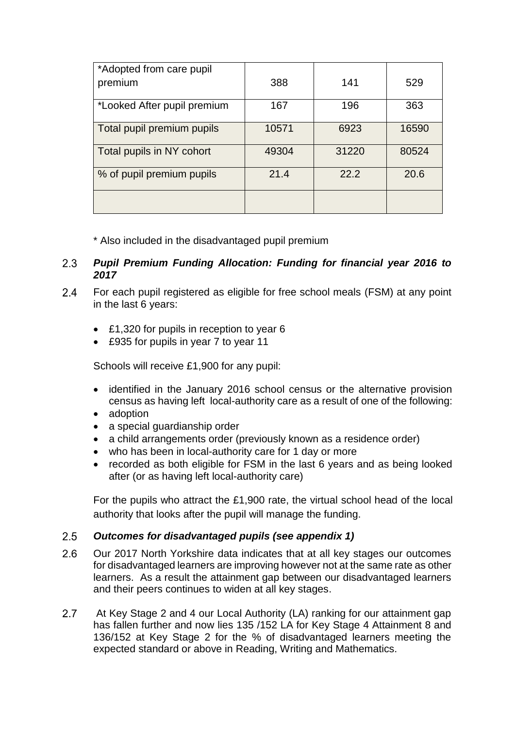| | | | |
|---|---|---|---|
| *Adopted from care pupil premium | 388 | 141 | 529 |
| *Looked After pupil premium | 167 | 196 | 363 |
| Total pupil premium pupils | 10571 | 6923 | 16590 |
| Total pupils in NY cohort | 49304 | 31220 | 80524 |
| % of pupil premium pupils | 21.4 | 22.2 | 20.6 |
| | | | |

\* Also included in the disadvantaged pupil premium

2.3 ***Pupil Premium Funding Allocation: Funding for financial year 2016 to 2017***

2.4 For each pupil registered as eligible for free school meals (FSM) at any point in the last 6 years:

- £1,320 for pupils in reception to year 6
- £935 for pupils in year 7 to year 11

Schools will receive £1,900 for any pupil:

- identified in the January 2016 school census or the alternative provision census as having left local-authority care as a result of one of the following:
- adoption
- a special guardianship order
- a child arrangements order (previously known as a residence order)
- who has been in local-authority care for 1 day or more
- recorded as both eligible for FSM in the last 6 years and as being looked after (or as having left local-authority care)

For the pupils who attract the £1,900 rate, the virtual school head of the local authority that looks after the pupil will manage the funding.

2.5 ***Outcomes for disadvantaged pupils (see appendix 1)***

2.6 Our 2017 North Yorkshire data indicates that at all key stages our outcomes for disadvantaged learners are improving however not at the same rate as other learners. As a result the attainment gap between our disadvantaged learners and their peers continues to widen at all key stages.

2.7 At Key Stage 2 and 4 our Local Authority (LA) ranking for our attainment gap has fallen further and now lies 135 /152 LA for Key Stage 4 Attainment 8 and 136/152 at Key Stage 2 for the % of disadvantaged learners meeting the expected standard or above in Reading, Writing and Mathematics.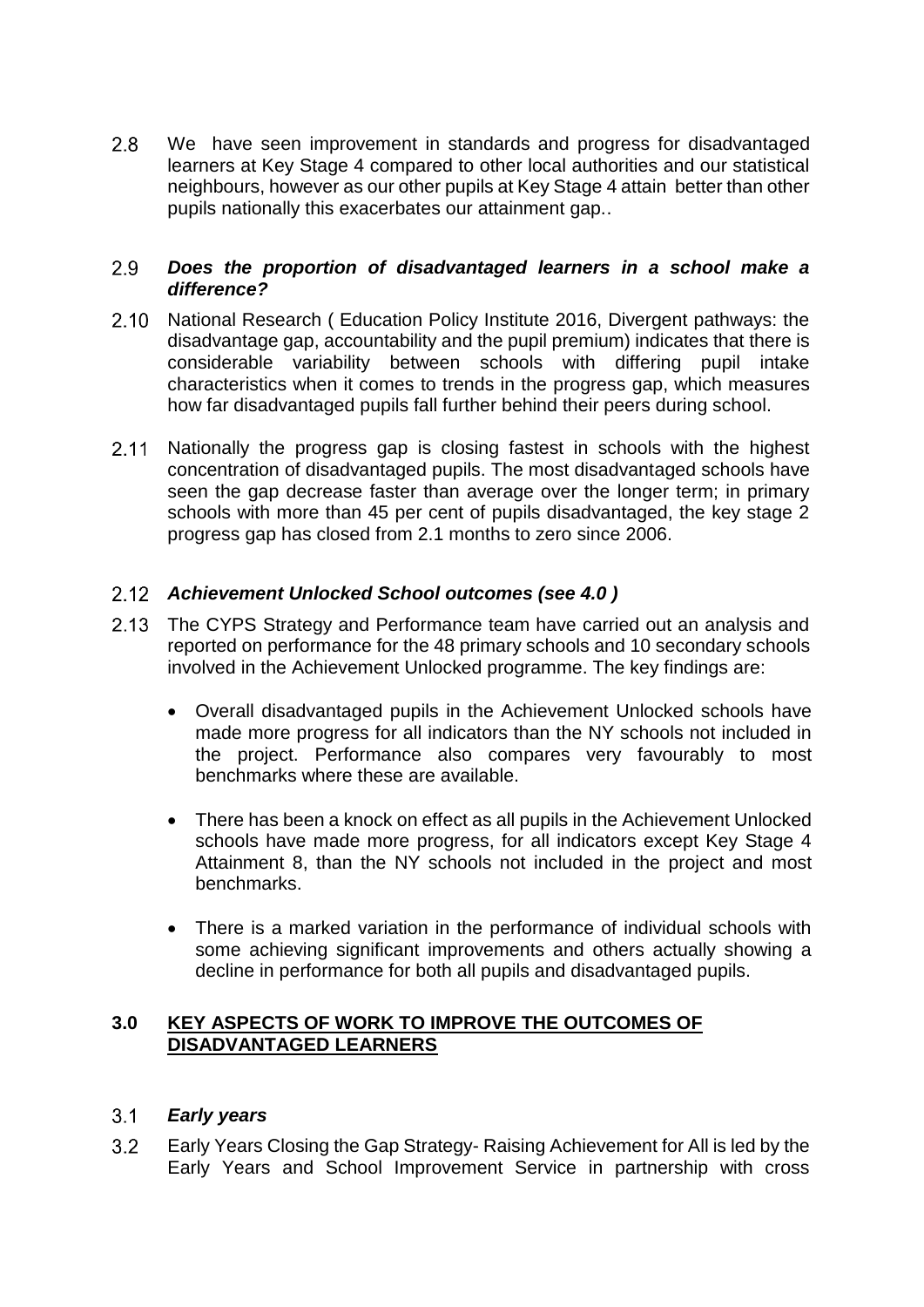2.8 We have seen improvement in standards and progress for disadvantaged learners at Key Stage 4 compared to other local authorities and our statistical neighbours, however as our other pupils at Key Stage 4 attain better than other pupils nationally this exacerbates our attainment gap..

2.9 ***Does the proportion of disadvantaged learners in a school make a difference?***

2.10 National Research ( Education Policy Institute 2016, Divergent pathways: the disadvantage gap, accountability and the pupil premium) indicates that there is considerable variability between schools with differing pupil intake characteristics when it comes to trends in the progress gap, which measures how far disadvantaged pupils fall further behind their peers during school.

2.11 Nationally the progress gap is closing fastest in schools with the highest concentration of disadvantaged pupils. The most disadvantaged schools have seen the gap decrease faster than average over the longer term; in primary schools with more than 45 per cent of pupils disadvantaged, the key stage 2 progress gap has closed from 2.1 months to zero since 2006.

2.12 ***Achievement Unlocked School outcomes (see 4.0 )***

2.13 The CYPS Strategy and Performance team have carried out an analysis and reported on performance for the 48 primary schools and 10 secondary schools involved in the Achievement Unlocked programme. The key findings are:

- Overall disadvantaged pupils in the Achievement Unlocked schools have made more progress for all indicators than the NY schools not included in the project. Performance also compares very favourably to most benchmarks where these are available.
- There has been a knock on effect as all pupils in the Achievement Unlocked schools have made more progress, for all indicators except Key Stage 4 Attainment 8, than the NY schools not included in the project and most benchmarks.
- There is a marked variation in the performance of individual schools with some achieving significant improvements and others actually showing a decline in performance for both all pupils and disadvantaged pupils.

## 3.0 KEY ASPECTS OF WORK TO IMPROVE THE OUTCOMES OF DISADVANTAGED LEARNERS

3.1 ***Early years***

3.2 Early Years Closing the Gap Strategy- Raising Achievement for All is led by the Early Years and School Improvement Service in partnership with cross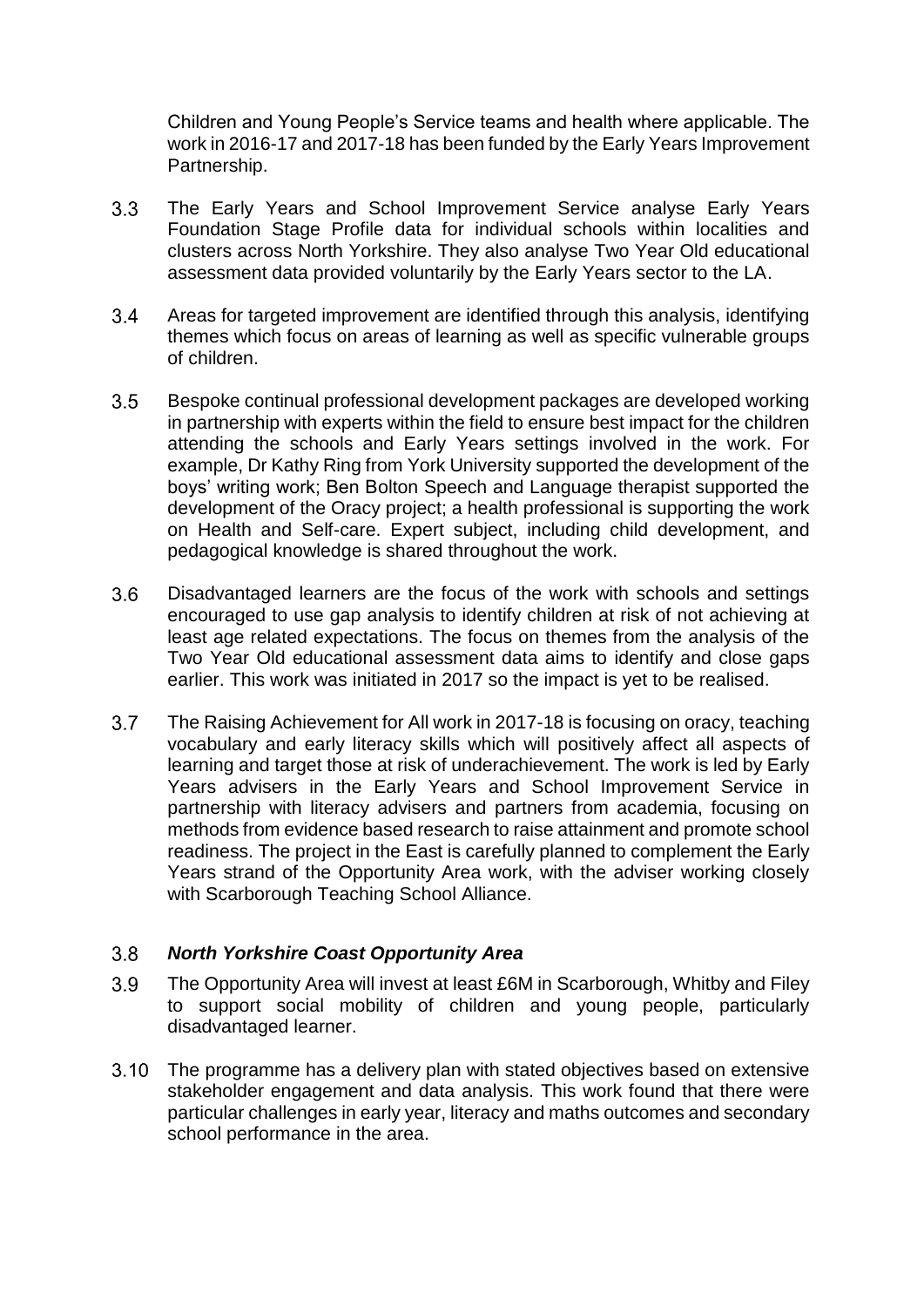Children and Young People's Service teams and health where applicable. The work in 2016-17 and 2017-18 has been funded by the Early Years Improvement Partnership.

3.3 The Early Years and School Improvement Service analyse Early Years Foundation Stage Profile data for individual schools within localities and clusters across North Yorkshire. They also analyse Two Year Old educational assessment data provided voluntarily by the Early Years sector to the LA.

3.4 Areas for targeted improvement are identified through this analysis, identifying themes which focus on areas of learning as well as specific vulnerable groups of children.

3.5 Bespoke continual professional development packages are developed working in partnership with experts within the field to ensure best impact for the children attending the schools and Early Years settings involved in the work. For example, Dr Kathy Ring from York University supported the development of the boys' writing work; Ben Bolton Speech and Language therapist supported the development of the Oracy project; a health professional is supporting the work on Health and Self-care. Expert subject, including child development, and pedagogical knowledge is shared throughout the work.

3.6 Disadvantaged learners are the focus of the work with schools and settings encouraged to use gap analysis to identify children at risk of not achieving at least age related expectations. The focus on themes from the analysis of the Two Year Old educational assessment data aims to identify and close gaps earlier. This work was initiated in 2017 so the impact is yet to be realised.

3.7 The Raising Achievement for All work in 2017-18 is focusing on oracy, teaching vocabulary and early literacy skills which will positively affect all aspects of learning and target those at risk of underachievement. The work is led by Early Years advisers in the Early Years and School Improvement Service in partnership with literacy advisers and partners from academia, focusing on methods from evidence based research to raise attainment and promote school readiness. The project in the East is carefully planned to complement the Early Years strand of the Opportunity Area work, with the adviser working closely with Scarborough Teaching School Alliance.

3.8 ***North Yorkshire Coast Opportunity Area***

3.9 The Opportunity Area will invest at least £6M in Scarborough, Whitby and Filey to support social mobility of children and young people, particularly disadvantaged learner.

3.10 The programme has a delivery plan with stated objectives based on extensive stakeholder engagement and data analysis. This work found that there were particular challenges in early year, literacy and maths outcomes and secondary school performance in the area.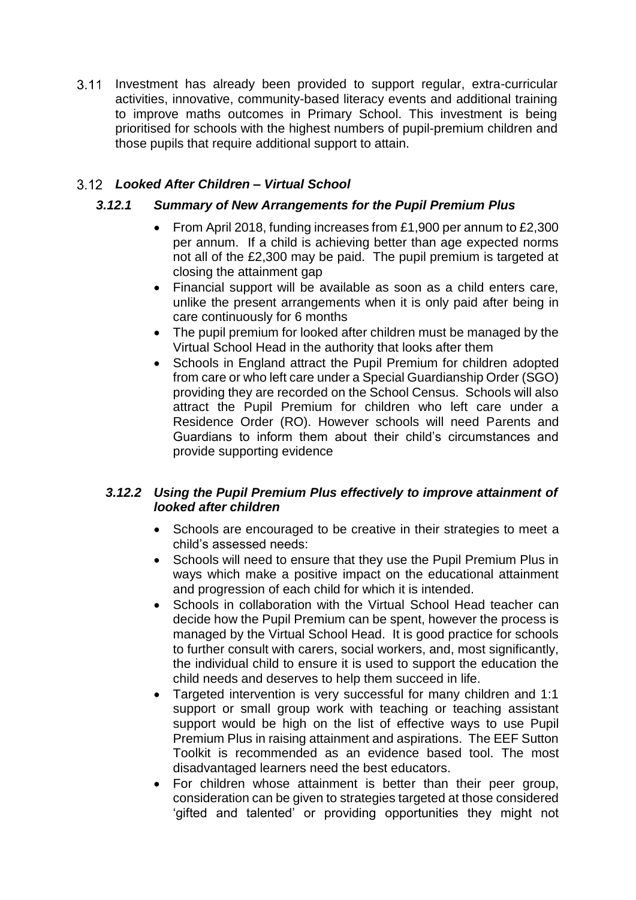3.11 Investment has already been provided to support regular, extra-curricular activities, innovative, community-based literacy events and additional training to improve maths outcomes in Primary School. This investment is being prioritised for schools with the highest numbers of pupil-premium children and those pupils that require additional support to attain.

### 3.12 *Looked After Children – Virtual School*

#### *3.12.1 Summary of New Arrangements for the Pupil Premium Plus*

- From April 2018, funding increases from £1,900 per annum to £2,300 per annum. If a child is achieving better than age expected norms not all of the £2,300 may be paid. The pupil premium is targeted at closing the attainment gap
- Financial support will be available as soon as a child enters care, unlike the present arrangements when it is only paid after being in care continuously for 6 months
- The pupil premium for looked after children must be managed by the Virtual School Head in the authority that looks after them
- Schools in England attract the Pupil Premium for children adopted from care or who left care under a Special Guardianship Order (SGO) providing they are recorded on the School Census. Schools will also attract the Pupil Premium for children who left care under a Residence Order (RO). However schools will need Parents and Guardians to inform them about their child's circumstances and provide supporting evidence

#### *3.12.2 Using the Pupil Premium Plus effectively to improve attainment of looked after children*

- Schools are encouraged to be creative in their strategies to meet a child's assessed needs:
- Schools will need to ensure that they use the Pupil Premium Plus in ways which make a positive impact on the educational attainment and progression of each child for which it is intended.
- Schools in collaboration with the Virtual School Head teacher can decide how the Pupil Premium can be spent, however the process is managed by the Virtual School Head. It is good practice for schools to further consult with carers, social workers, and, most significantly, the individual child to ensure it is used to support the education the child needs and deserves to help them succeed in life.
- Targeted intervention is very successful for many children and 1:1 support or small group work with teaching or teaching assistant support would be high on the list of effective ways to use Pupil Premium Plus in raising attainment and aspirations. The EEF Sutton Toolkit is recommended as an evidence based tool. The most disadvantaged learners need the best educators.
- For children whose attainment is better than their peer group, consideration can be given to strategies targeted at those considered 'gifted and talented' or providing opportunities they might not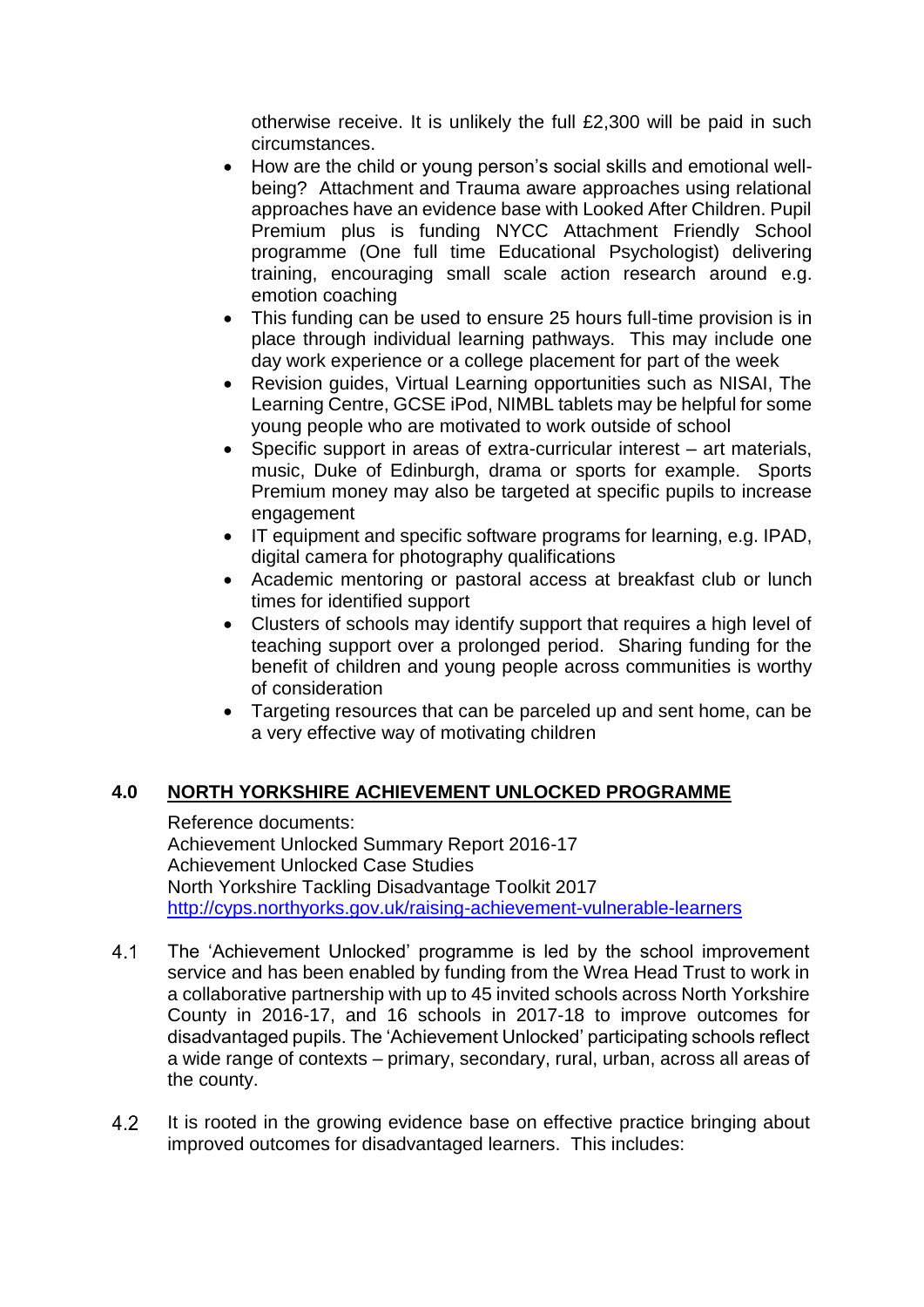otherwise receive. It is unlikely the full £2,300 will be paid in such circumstances.

- How are the child or young person's social skills and emotional well-being? Attachment and Trauma aware approaches using relational approaches have an evidence base with Looked After Children. Pupil Premium plus is funding NYCC Attachment Friendly School programme (One full time Educational Psychologist) delivering training, encouraging small scale action research around e.g. emotion coaching
- This funding can be used to ensure 25 hours full-time provision is in place through individual learning pathways. This may include one day work experience or a college placement for part of the week
- Revision guides, Virtual Learning opportunities such as NISAI, The Learning Centre, GCSE iPod, NIMBL tablets may be helpful for some young people who are motivated to work outside of school
- Specific support in areas of extra-curricular interest – art materials, music, Duke of Edinburgh, drama or sports for example. Sports Premium money may also be targeted at specific pupils to increase engagement
- IT equipment and specific software programs for learning, e.g. IPAD, digital camera for photography qualifications
- Academic mentoring or pastoral access at breakfast club or lunch times for identified support
- Clusters of schools may identify support that requires a high level of teaching support over a prolonged period. Sharing funding for the benefit of children and young people across communities is worthy of consideration
- Targeting resources that can be parceled up and sent home, can be a very effective way of motivating children

## 4.0 NORTH YORKSHIRE ACHIEVEMENT UNLOCKED PROGRAMME

Reference documents:
Achievement Unlocked Summary Report 2016-17
Achievement Unlocked Case Studies
North Yorkshire Tackling Disadvantage Toolkit 2017
http://cyps.northyorks.gov.uk/raising-achievement-vulnerable-learners

4.1 The 'Achievement Unlocked' programme is led by the school improvement service and has been enabled by funding from the Wrea Head Trust to work in a collaborative partnership with up to 45 invited schools across North Yorkshire County in 2016-17, and 16 schools in 2017-18 to improve outcomes for disadvantaged pupils. The 'Achievement Unlocked' participating schools reflect a wide range of contexts – primary, secondary, rural, urban, across all areas of the county.

4.2 It is rooted in the growing evidence base on effective practice bringing about improved outcomes for disadvantaged learners. This includes: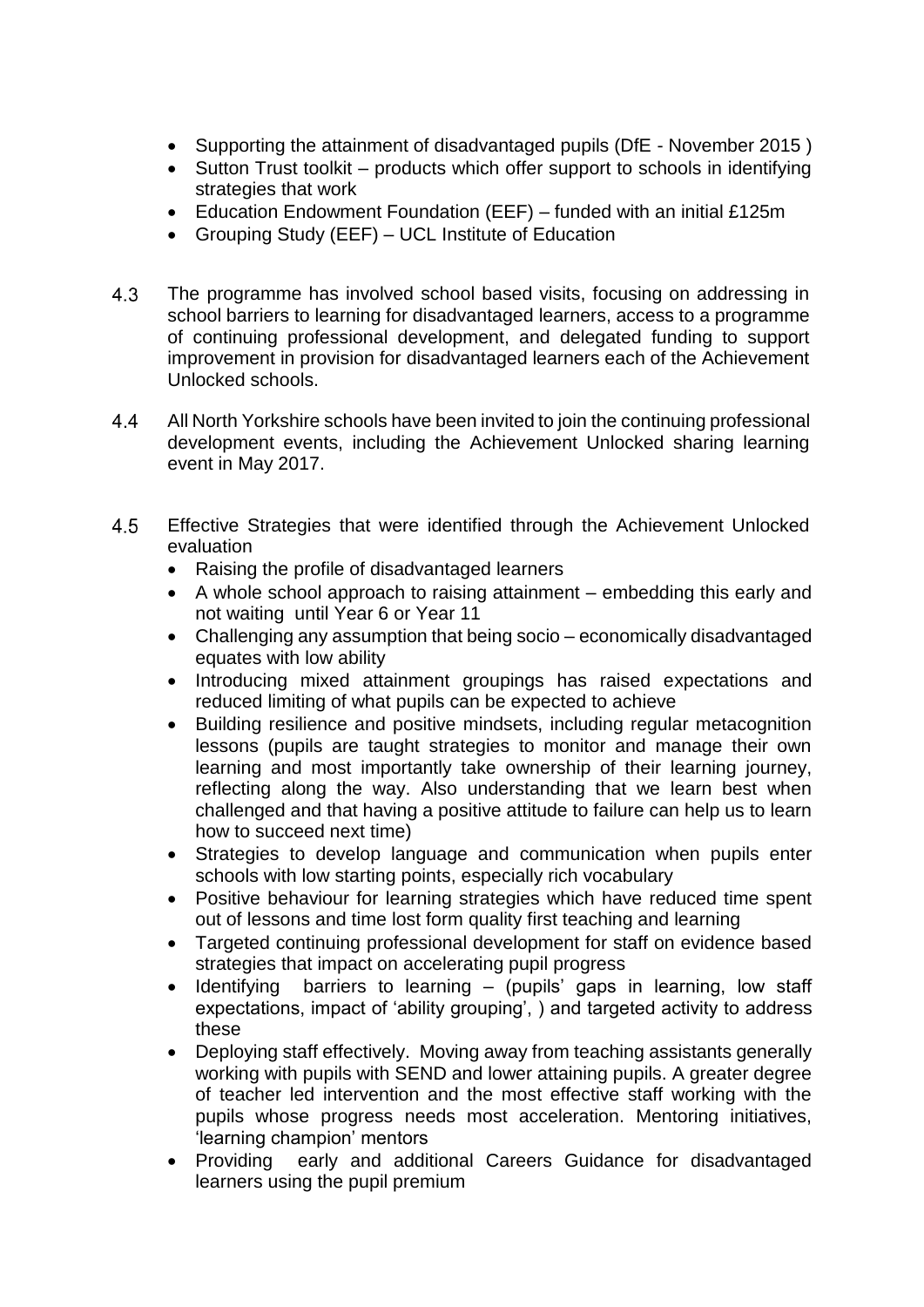- Supporting the attainment of disadvantaged pupils (DfE - November 2015 )
- Sutton Trust toolkit – products which offer support to schools in identifying strategies that work
- Education Endowment Foundation (EEF) – funded with an initial £125m
- Grouping Study (EEF) – UCL Institute of Education

4.3 The programme has involved school based visits, focusing on addressing in school barriers to learning for disadvantaged learners, access to a programme of continuing professional development, and delegated funding to support improvement in provision for disadvantaged learners each of the Achievement Unlocked schools.

4.4 All North Yorkshire schools have been invited to join the continuing professional development events, including the Achievement Unlocked sharing learning event in May 2017.

4.5 Effective Strategies that were identified through the Achievement Unlocked evaluation

- Raising the profile of disadvantaged learners
- A whole school approach to raising attainment – embedding this early and not waiting until Year 6 or Year 11
- Challenging any assumption that being socio – economically disadvantaged equates with low ability
- Introducing mixed attainment groupings has raised expectations and reduced limiting of what pupils can be expected to achieve
- Building resilience and positive mindsets, including regular metacognition lessons (pupils are taught strategies to monitor and manage their own learning and most importantly take ownership of their learning journey, reflecting along the way. Also understanding that we learn best when challenged and that having a positive attitude to failure can help us to learn how to succeed next time)
- Strategies to develop language and communication when pupils enter schools with low starting points, especially rich vocabulary
- Positive behaviour for learning strategies which have reduced time spent out of lessons and time lost form quality first teaching and learning
- Targeted continuing professional development for staff on evidence based strategies that impact on accelerating pupil progress
- Identifying barriers to learning – (pupils' gaps in learning, low staff expectations, impact of 'ability grouping', ) and targeted activity to address these
- Deploying staff effectively. Moving away from teaching assistants generally working with pupils with SEND and lower attaining pupils. A greater degree of teacher led intervention and the most effective staff working with the pupils whose progress needs most acceleration. Mentoring initiatives, 'learning champion' mentors
- Providing early and additional Careers Guidance for disadvantaged learners using the pupil premium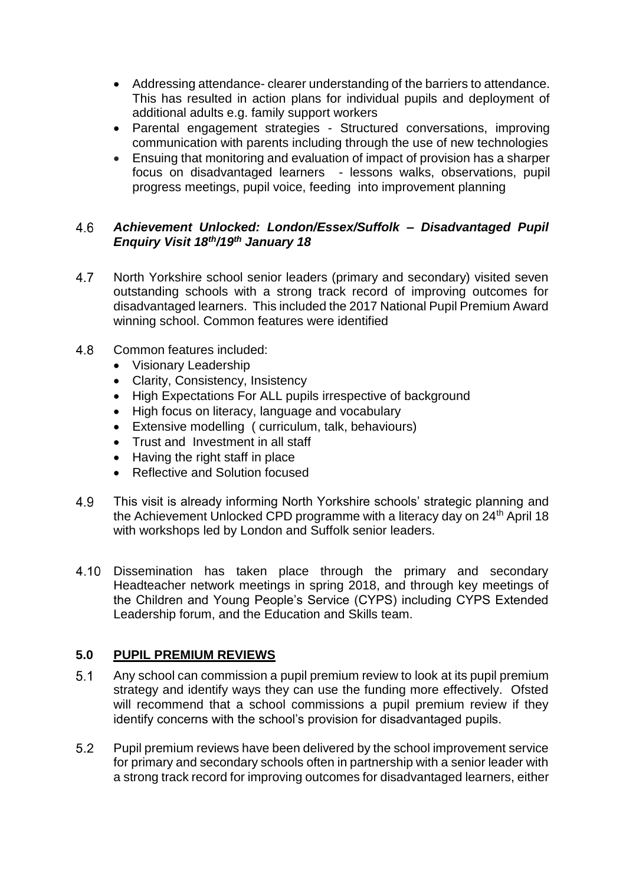- Addressing attendance- clearer understanding of the barriers to attendance. This has resulted in action plans for individual pupils and deployment of additional adults e.g. family support workers
- Parental engagement strategies - Structured conversations, improving communication with parents including through the use of new technologies
- Ensuing that monitoring and evaluation of impact of provision has a sharper focus on disadvantaged learners - lessons walks, observations, pupil progress meetings, pupil voice, feeding into improvement planning

4.6 ***Achievement Unlocked: London/Essex/Suffolk – Disadvantaged Pupil Enquiry Visit 18th/19th January 18***

4.7 North Yorkshire school senior leaders (primary and secondary) visited seven outstanding schools with a strong track record of improving outcomes for disadvantaged learners. This included the 2017 National Pupil Premium Award winning school. Common features were identified

4.8 Common features included:

- Visionary Leadership
- Clarity, Consistency, Insistency
- High Expectations For ALL pupils irrespective of background
- High focus on literacy, language and vocabulary
- Extensive modelling ( curriculum, talk, behaviours)
- Trust and Investment in all staff
- Having the right staff in place
- Reflective and Solution focused

4.9 This visit is already informing North Yorkshire schools' strategic planning and the Achievement Unlocked CPD programme with a literacy day on 24th April 18 with workshops led by London and Suffolk senior leaders.

4.10 Dissemination has taken place through the primary and secondary Headteacher network meetings in spring 2018, and through key meetings of the Children and Young People's Service (CYPS) including CYPS Extended Leadership forum, and the Education and Skills team.

## 5.0 PUPIL PREMIUM REVIEWS

5.1 Any school can commission a pupil premium review to look at its pupil premium strategy and identify ways they can use the funding more effectively. Ofsted will recommend that a school commissions a pupil premium review if they identify concerns with the school's provision for disadvantaged pupils.

5.2 Pupil premium reviews have been delivered by the school improvement service for primary and secondary schools often in partnership with a senior leader with a strong track record for improving outcomes for disadvantaged learners, either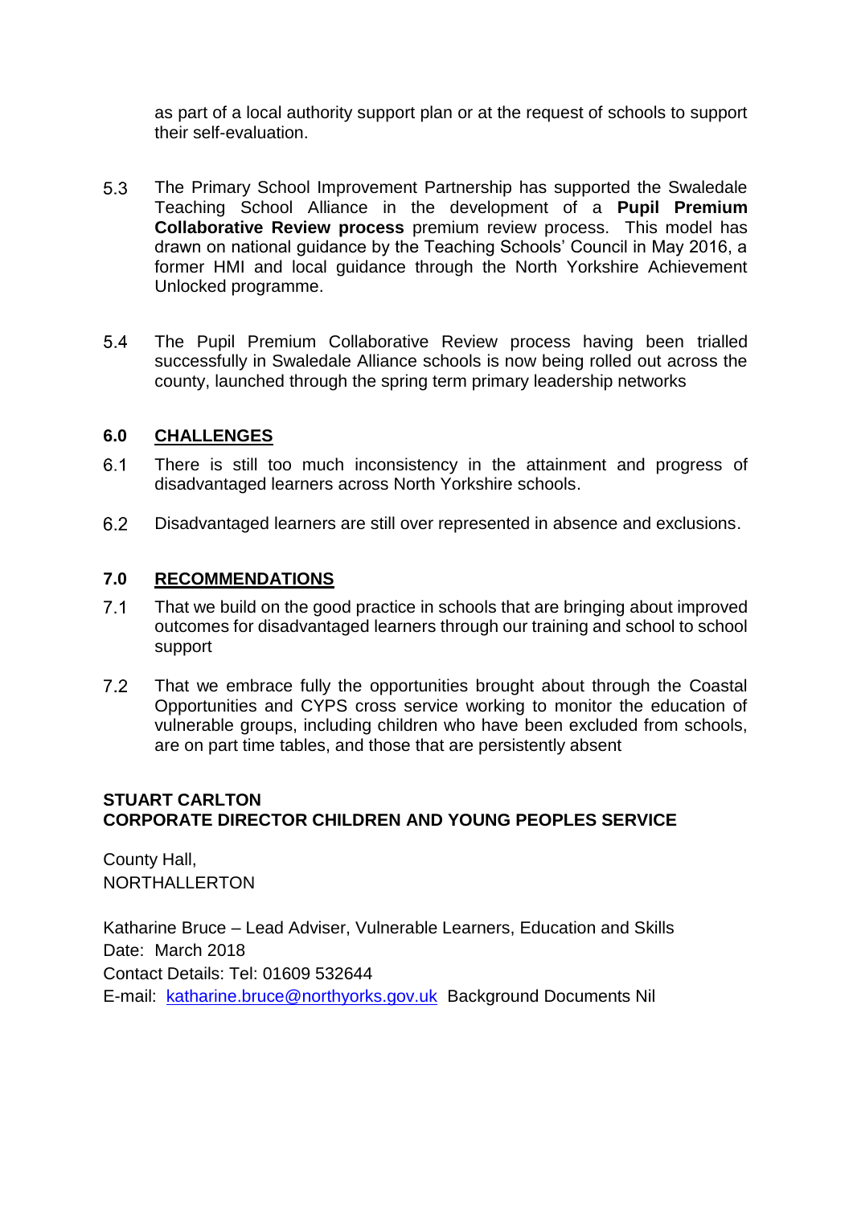as part of a local authority support plan or at the request of schools to support their self-evaluation.

5.3 The Primary School Improvement Partnership has supported the Swaledale Teaching School Alliance in the development of a **Pupil Premium Collaborative Review process** premium review process. This model has drawn on national guidance by the Teaching Schools' Council in May 2016, a former HMI and local guidance through the North Yorkshire Achievement Unlocked programme.

5.4 The Pupil Premium Collaborative Review process having been trialled successfully in Swaledale Alliance schools is now being rolled out across the county, launched through the spring term primary leadership networks

## 6.0 CHALLENGES

6.1 There is still too much inconsistency in the attainment and progress of disadvantaged learners across North Yorkshire schools.

6.2 Disadvantaged learners are still over represented in absence and exclusions.

## 7.0 RECOMMENDATIONS

7.1 That we build on the good practice in schools that are bringing about improved outcomes for disadvantaged learners through our training and school to school support

7.2 That we embrace fully the opportunities brought about through the Coastal Opportunities and CYPS cross service working to monitor the education of vulnerable groups, including children who have been excluded from schools, are on part time tables, and those that are persistently absent

**STUART CARLTON**
**CORPORATE DIRECTOR CHILDREN AND YOUNG PEOPLES SERVICE**

County Hall,
NORTHALLERTON

Katharine Bruce – Lead Adviser, Vulnerable Learners, Education and Skills
Date: March 2018
Contact Details: Tel: 01609 532644
E-mail: katharine.bruce@northyorks.gov.uk Background Documents Nil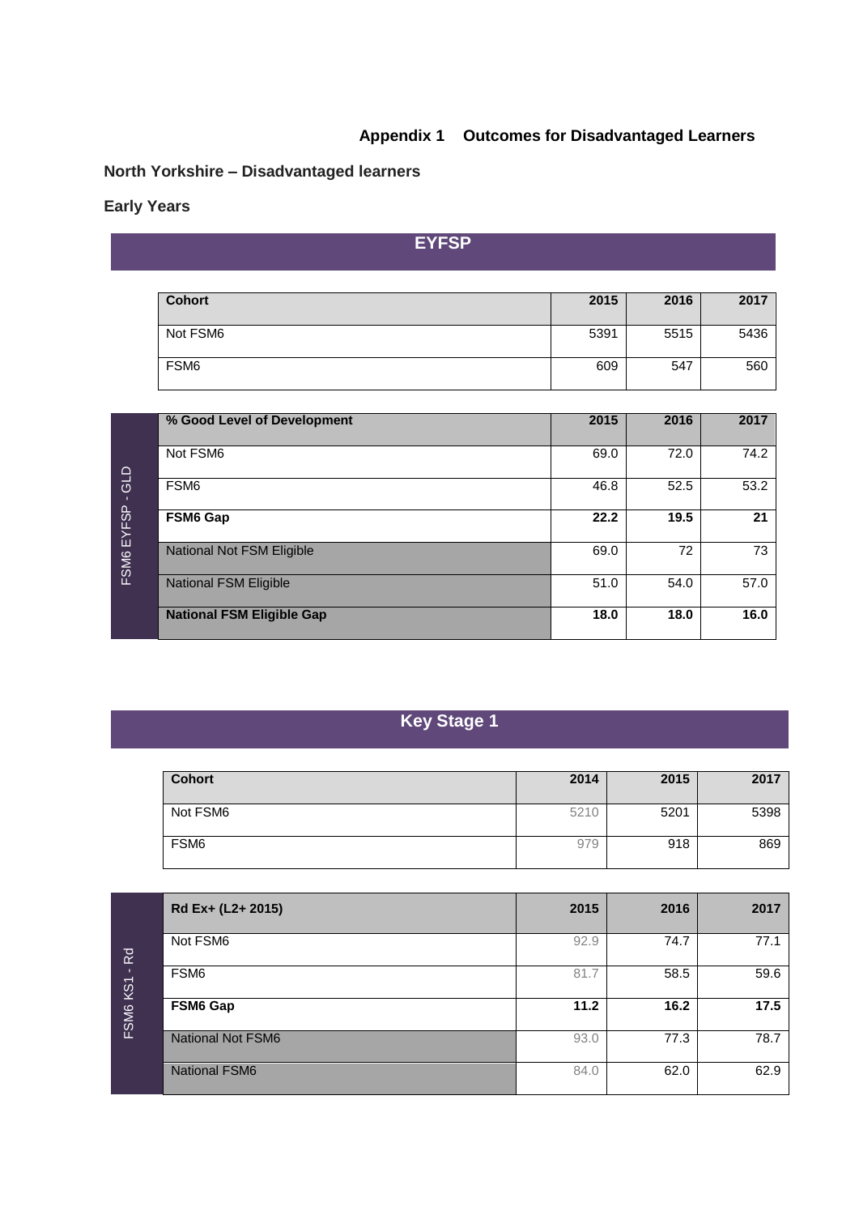## Appendix 1 Outcomes for Disadvantaged Learners

### North Yorkshire – Disadvantaged learners

### Early Years

#### EYFSP

| Cohort | 2015 | 2016 | 2017 |
|---|---|---|---|
| Not FSM6 | 5391 | 5515 | 5436 |
| FSM6 | 609 | 547 | 560 |

FSM6 EYFSP - GLD

| % Good Level of Development | 2015 | 2016 | 2017 |
|---|---|---|---|
| Not FSM6 | 69.0 | 72.0 | 74.2 |
| FSM6 | 46.8 | 52.5 | 53.2 |
| **FSM6 Gap** | **22.2** | **19.5** | **21** |
| National Not FSM Eligible | 69.0 | 72 | 73 |
| National FSM Eligible | 51.0 | 54.0 | 57.0 |
| **National FSM Eligible Gap** | **18.0** | **18.0** | **16.0** |

#### Key Stage 1

| Cohort | 2014 | 2015 | 2017 |
|---|---|---|---|
| Not FSM6 | 5210 | 5201 | 5398 |
| FSM6 | 979 | 918 | 869 |

FSM6 KS1 - Rd

| Rd Ex+ (L2+ 2015) | 2015 | 2016 | 2017 |
|---|---|---|---|
| Not FSM6 | 92.9 | 74.7 | 77.1 |
| FSM6 | 81.7 | 58.5 | 59.6 |
| **FSM6 Gap** | **11.2** | **16.2** | **17.5** |
| National Not FSM6 | 93.0 | 77.3 | 78.7 |
| National FSM6 | 84.0 | 62.0 | 62.9 |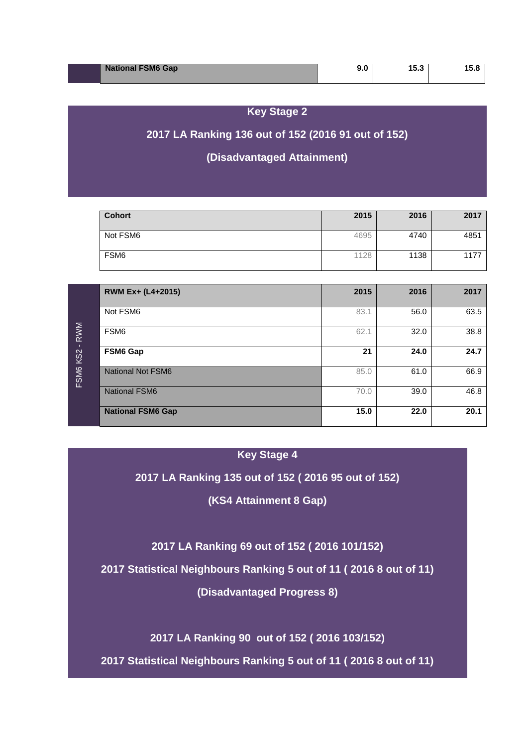| National FSM6 Gap | 9.0 | 15.3 | 15.8 |
|---|---|---|---|

## Key Stage 2

**2017 LA Ranking 136 out of 152 (2016 91 out of 152)**

**(Disadvantaged Attainment)**

| Cohort | 2015 | 2016 | 2017 |
|---|---|---|---|
| Not FSM6 | 4695 | 4740 | 4851 |
| FSM6 | 1128 | 1138 | 1177 |

FSM6 KS2 - RWM

| RWM Ex+ (L4+2015) | 2015 | 2016 | 2017 |
|---|---|---|---|
| Not FSM6 | 83.1 | 56.0 | 63.5 |
| FSM6 | 62.1 | 32.0 | 38.8 |
| **FSM6 Gap** | **21** | **24.0** | **24.7** |
| National Not FSM6 | 85.0 | 61.0 | 66.9 |
| National FSM6 | 70.0 | 39.0 | 46.8 |
| **National FSM6 Gap** | **15.0** | **22.0** | **20.1** |

## Key Stage 4

**2017 LA Ranking 135 out of 152 ( 2016 95 out of 152)**

**(KS4 Attainment 8 Gap)**

**2017 LA Ranking 69 out of 152 ( 2016 101/152)**

**2017 Statistical Neighbours Ranking 5 out of 11 ( 2016 8 out of 11)**

**(Disadvantaged Progress 8)**

**2017 LA Ranking 90 out of 152 ( 2016 103/152)**

**2017 Statistical Neighbours Ranking 5 out of 11 ( 2016 8 out of 11)**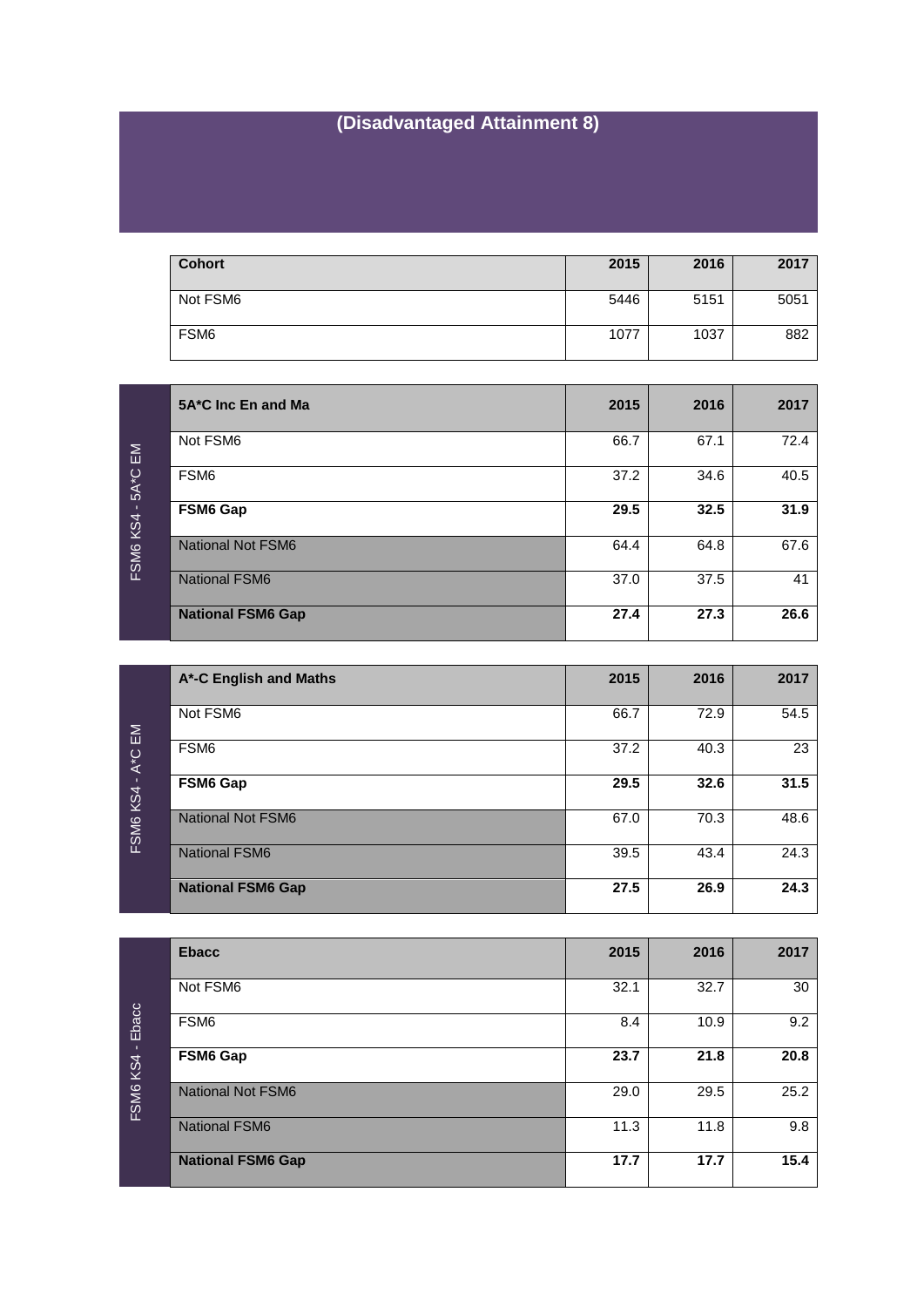## (Disadvantaged Attainment 8)

| Cohort | 2015 | 2016 | 2017 |
|---|---|---|---|
| Not FSM6 | 5446 | 5151 | 5051 |
| FSM6 | 1077 | 1037 | 882 |

**FSM6 KS4 - 5A*C EM**

| 5A*C Inc En and Ma | 2015 | 2016 | 2017 |
|---|---|---|---|
| Not FSM6 | 66.7 | 67.1 | 72.4 |
| FSM6 | 37.2 | 34.6 | 40.5 |
| **FSM6 Gap** | **29.5** | **32.5** | **31.9** |
| National Not FSM6 | 64.4 | 64.8 | 67.6 |
| National FSM6 | 37.0 | 37.5 | 41 |
| **National FSM6 Gap** | **27.4** | **27.3** | **26.6** |

**FSM6 KS4 - A*C EM**

| A*-C English and Maths | 2015 | 2016 | 2017 |
|---|---|---|---|
| Not FSM6 | 66.7 | 72.9 | 54.5 |
| FSM6 | 37.2 | 40.3 | 23 |
| **FSM6 Gap** | **29.5** | **32.6** | **31.5** |
| National Not FSM6 | 67.0 | 70.3 | 48.6 |
| National FSM6 | 39.5 | 43.4 | 24.3 |
| **National FSM6 Gap** | **27.5** | **26.9** | **24.3** |

**FSM6 KS4 - Ebacc**

| Ebacc | 2015 | 2016 | 2017 |
|---|---|---|---|
| Not FSM6 | 32.1 | 32.7 | 30 |
| FSM6 | 8.4 | 10.9 | 9.2 |
| **FSM6 Gap** | **23.7** | **21.8** | **20.8** |
| National Not FSM6 | 29.0 | 29.5 | 25.2 |
| National FSM6 | 11.3 | 11.8 | 9.8 |
| **National FSM6 Gap** | **17.7** | **17.7** | **15.4** |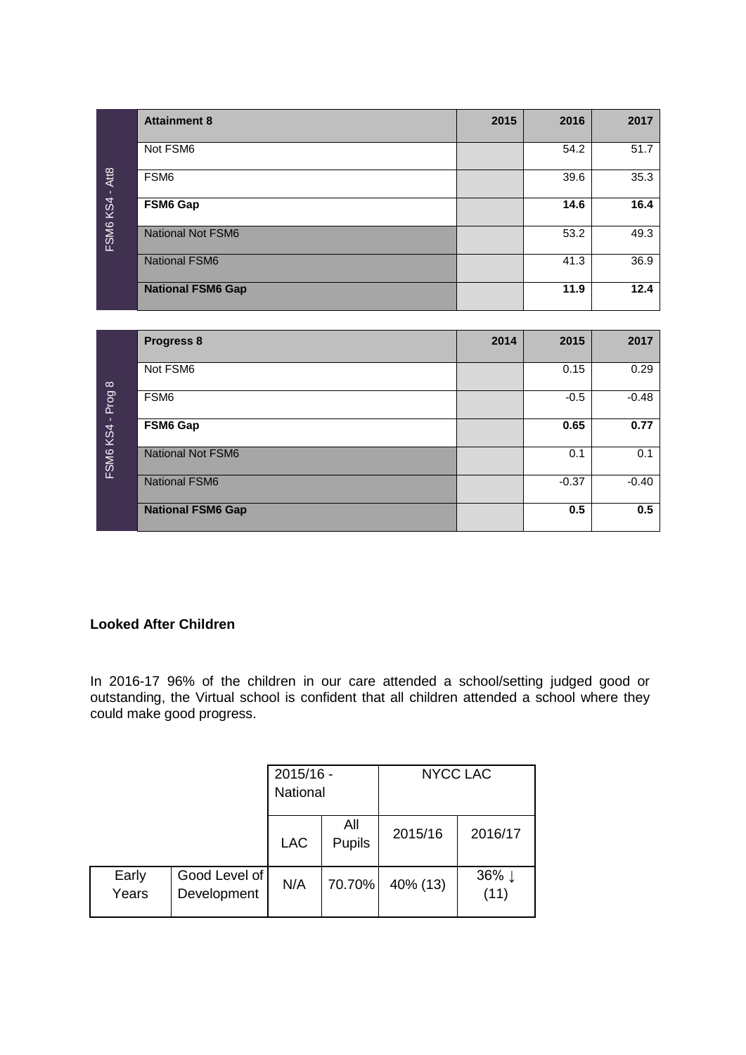| FSM6 KS4 - Att8 | Attainment 8 | 2015 | 2016 | 2017 |
|---|---|---|---|---|
| | Not FSM6 | | 54.2 | 51.7 |
| | FSM6 | | 39.6 | 35.3 |
| | **FSM6 Gap** | | **14.6** | **16.4** |
| | National Not FSM6 | | 53.2 | 49.3 |
| | National FSM6 | | 41.3 | 36.9 |
| | **National FSM6 Gap** | | **11.9** | **12.4** |

| FSM6 KS4 - Prog 8 | Progress 8 | 2014 | 2015 | 2017 |
|---|---|---|---|---|
| | Not FSM6 | | 0.15 | 0.29 |
| | FSM6 | | -0.5 | -0.48 |
| | **FSM6 Gap** | | **0.65** | **0.77** |
| | National Not FSM6 | | 0.1 | 0.1 |
| | National FSM6 | | -0.37 | -0.40 |
| | **National FSM6 Gap** | | **0.5** | **0.5** |

**Looked After Children**

In 2016-17 96% of the children in our care attended a school/setting judged good or outstanding, the Virtual school is confident that all children attended a school where they could make good progress.

| | | 2015/16 - National | | NYCC LAC | |
|---|---|---|---|---|---|
| | | LAC | All Pupils | 2015/16 | 2016/17 |
| Early Years | Good Level of Development | N/A | 70.70% | 40% (13) | 36% ↓ (11) |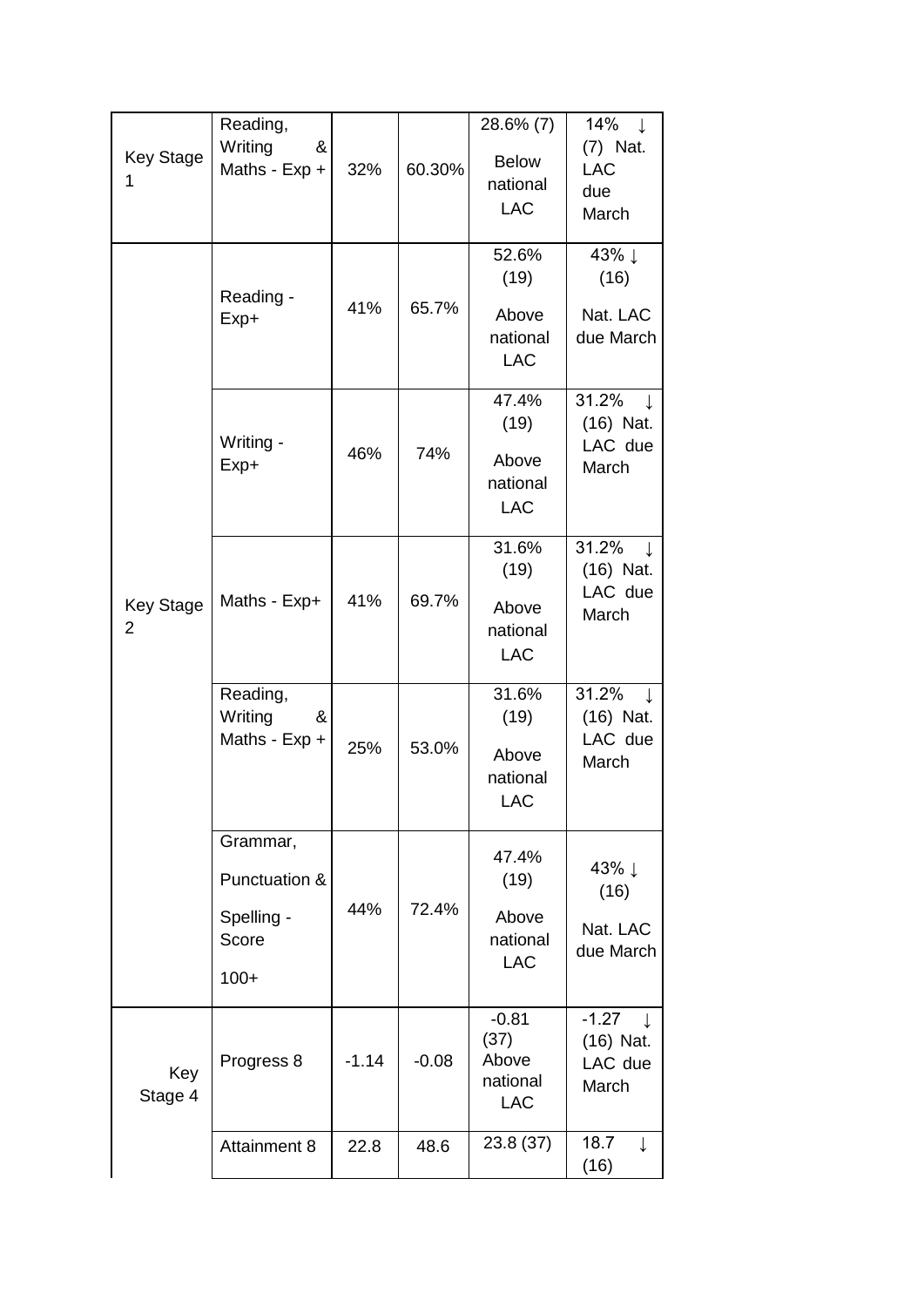| Key Stage 1 | Reading, Writing & Maths - Exp + | 32% | 60.30% | 28.6% (7) Below national LAC | 14% ↓ (7) Nat. LAC due March |
|---|---|---|---|---|---|
| Key Stage 2 | Reading - Exp+ | 41% | 65.7% | 52.6% (19) Above national LAC | 43% ↓ (16) Nat. LAC due March |
| | Writing - Exp+ | 46% | 74% | 47.4% (19) Above national LAC | 31.2% ↓ (16) Nat. LAC due March |
| | Maths - Exp+ | 41% | 69.7% | 31.6% (19) Above national LAC | 31.2% ↓ (16) Nat. LAC due March |
| | Reading, Writing & Maths - Exp + | 25% | 53.0% | 31.6% (19) Above national LAC | 31.2% ↓ (16) Nat. LAC due March |
| | Grammar, Punctuation & Spelling - Score 100+ | 44% | 72.4% | 47.4% (19) Above national LAC | 43% ↓ (16) Nat. LAC due March |
| Key Stage 4 | Progress 8 | -1.14 | -0.08 | -0.81 (37) Above national LAC | -1.27 ↓ (16) Nat. LAC due March |
| | Attainment 8 | 22.8 | 48.6 | 23.8 (37) | 18.7 ↓ (16) |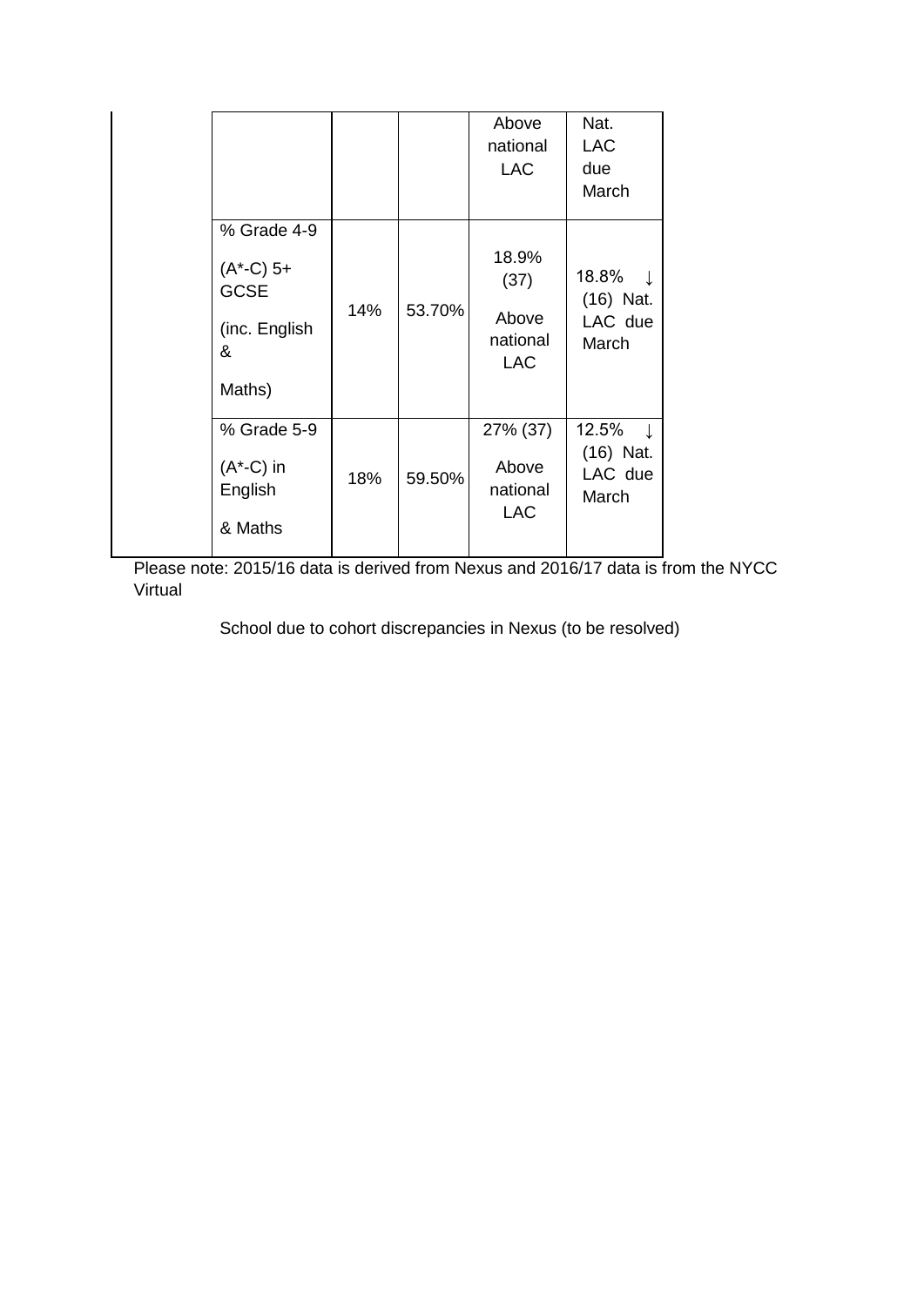| | | | | | |
|---|---|---|---|---|---|
| | | | | Above national LAC | Nat. LAC due March |
| | % Grade 4-9 (A*-C) 5+ GCSE (inc. English & Maths) | 14% | 53.70% | 18.9% (37) Above national LAC | 18.8% ↓ (16) Nat. LAC due March |
| | % Grade 5-9 (A*-C) in English & Maths | 18% | 59.50% | 27% (37) Above national LAC | 12.5% ↓ (16) Nat. LAC due March |

Please note: 2015/16 data is derived from Nexus and 2016/17 data is from the NYCC Virtual School due to cohort discrepancies in Nexus (to be resolved)